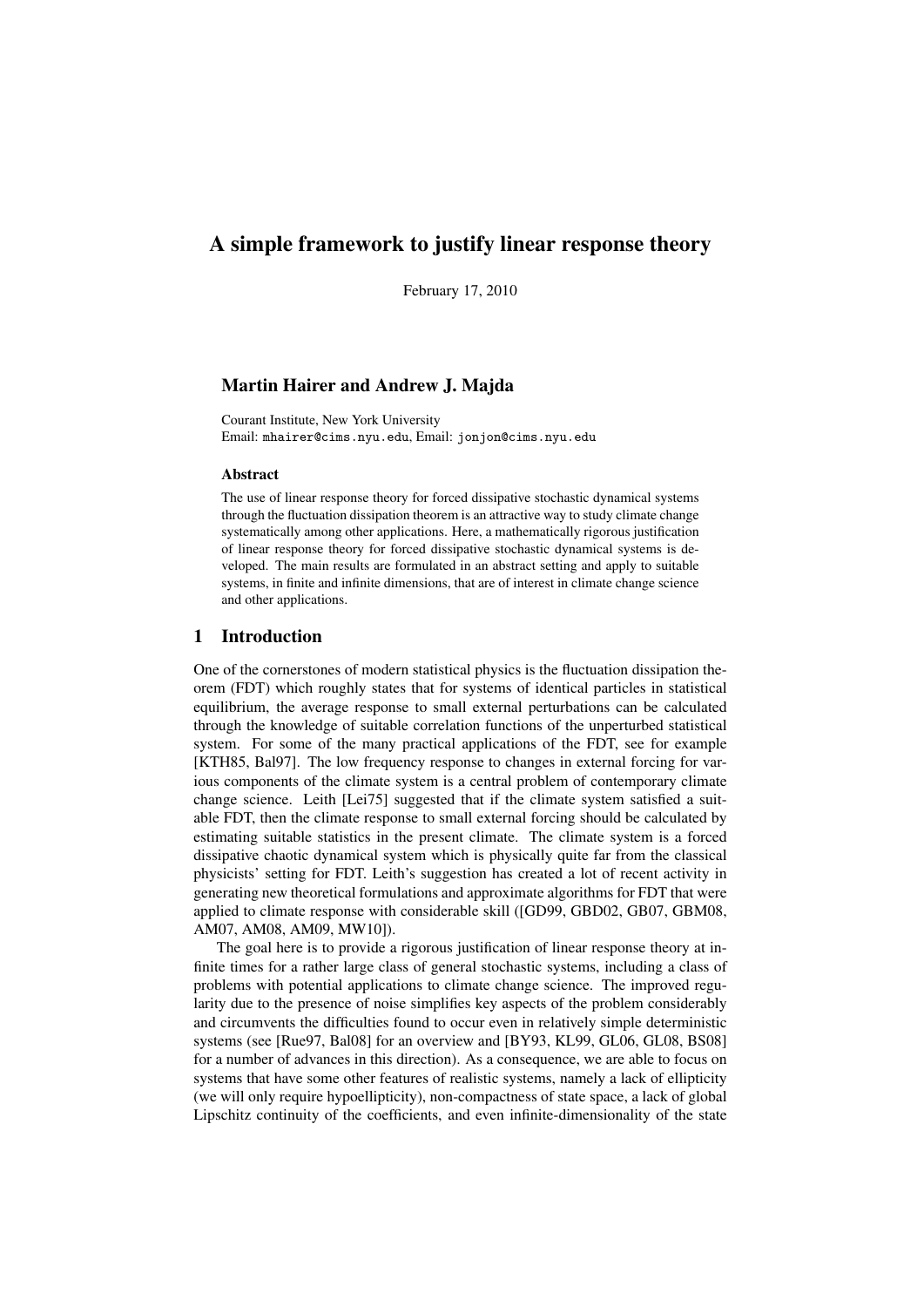# A simple framework to justify linear response theory

February 17, 2010

## Martin Hairer and Andrew J. Majda

Courant Institute, New York University
Email: mhairer@cims.nyu.edu, Email: jonjon@cims.nyu.edu

### Abstract

The use of linear response theory for forced dissipative stochastic dynamical systems through the fluctuation dissipation theorem is an attractive way to study climate change systematically among other applications. Here, a mathematically rigorous justification of linear response theory for forced dissipative stochastic dynamical systems is developed. The main results are formulated in an abstract setting and apply to suitable systems, in finite and infinite dimensions, that are of interest in climate change science and other applications.

## 1 Introduction

One of the cornerstones of modern statistical physics is the fluctuation dissipation theorem (FDT) which roughly states that for systems of identical particles in statistical equilibrium, the average response to small external perturbations can be calculated through the knowledge of suitable correlation functions of the unperturbed statistical system. For some of the many practical applications of the FDT, see for example [KTH85, Bal97]. The low frequency response to changes in external forcing for various components of the climate system is a central problem of contemporary climate change science. Leith [Lei75] suggested that if the climate system satisfied a suitable FDT, then the climate response to small external forcing should be calculated by estimating suitable statistics in the present climate. The climate system is a forced dissipative chaotic dynamical system which is physically quite far from the classical physicists' setting for FDT. Leith's suggestion has created a lot of recent activity in generating new theoretical formulations and approximate algorithms for FDT that were applied to climate response with considerable skill ([GD99, GBD02, GB07, GBM08, AM07, AM08, AM09, MW10]).

The goal here is to provide a rigorous justification of linear response theory at infinite times for a rather large class of general stochastic systems, including a class of problems with potential applications to climate change science. The improved regularity due to the presence of noise simplifies key aspects of the problem considerably and circumvents the difficulties found to occur even in relatively simple deterministic systems (see [Rue97, Bal08] for an overview and [BY93, KL99, GL06, GL08, BS08] for a number of advances in this direction). As a consequence, we are able to focus on systems that have some other features of realistic systems, namely a lack of ellipticity (we will only require hypoellipticity), non-compactness of state space, a lack of global Lipschitz continuity of the coefficients, and even infinite-dimensionality of the state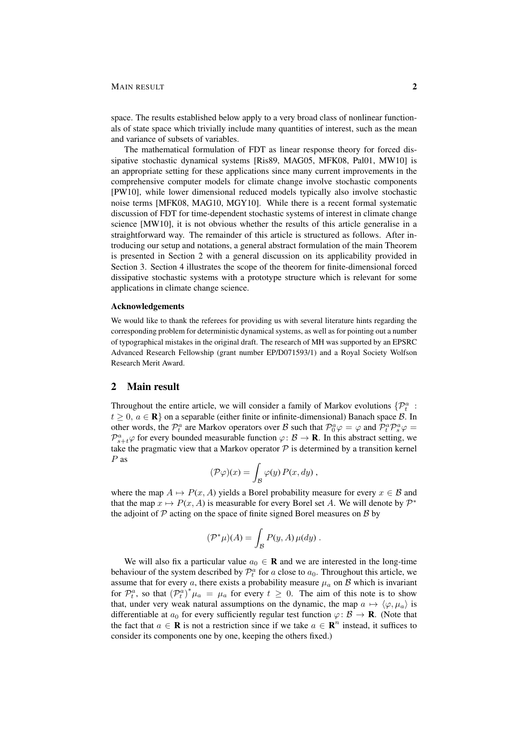space. The results established below apply to a very broad class of nonlinear functionals of state space which trivially include many quantities of interest, such as the mean and variance of subsets of variables.

The mathematical formulation of FDT as linear response theory for forced dissipative stochastic dynamical systems [Ris89, MAG05, MFK08, Pal01, MW10] is an appropriate setting for these applications since many current improvements in the comprehensive computer models for climate change involve stochastic components [PW10], while lower dimensional reduced models typically also involve stochastic noise terms [MFK08, MAG10, MGY10]. While there is a recent formal systematic discussion of FDT for time-dependent stochastic systems of interest in climate change science [MW10], it is not obvious whether the results of this article generalise in a straightforward way. The remainder of this article is structured as follows. After introducing our setup and notations, a general abstract formulation of the main Theorem is presented in Section 2 with a general discussion on its applicability provided in Section 3. Section 4 illustrates the scope of the theorem for finite-dimensional forced dissipative stochastic systems with a prototype structure which is relevant for some applications in climate change science.

### Acknowledgements

We would like to thank the referees for providing us with several literature hints regarding the corresponding problem for deterministic dynamical systems, as well as for pointing out a number of typographical mistakes in the original draft. The research of MH was supported by an EPSRC Advanced Research Fellowship (grant number EP/D071593/1) and a Royal Society Wolfson Research Merit Award.

## 2 Main result

Throughout the entire article, we will consider a family of Markov evolutions $\{\mathcal{P}_t^a : t \geq 0,\, a \in \mathbf{R}\}$ on a separable (either finite or infinite-dimensional) Banach space $\mathcal{B}$. In other words, the $\mathcal{P}_t^a$ are Markov operators over $\mathcal{B}$ such that $\mathcal{P}_0^a \varphi = \varphi$ and $\mathcal{P}_t^a \mathcal{P}_s^a \varphi = \mathcal{P}_{s+t}^a \varphi$ for every bounded measurable function $\varphi \colon \mathcal{B} \to \mathbf{R}$. In this abstract setting, we take the pragmatic view that a Markov operator $\mathcal{P}$ is determined by a transition kernel $P$ as

$$(\mathcal{P}\varphi)(x) = \int_{\mathcal{B}} \varphi(y)\, P(x, dy)\;,$$

where the map $A \mapsto P(x, A)$ yields a Borel probability measure for every $x \in \mathcal{B}$ and that the map $x \mapsto P(x, A)$ is measurable for every Borel set $A$. We will denote by $\mathcal{P}^*$ the adjoint of $\mathcal{P}$ acting on the space of finite signed Borel measures on $\mathcal{B}$ by

$$(\mathcal{P}^*\mu)(A) = \int_{\mathcal{B}} P(y, A)\, \mu(dy)\;.$$

We will also fix a particular value $a_0 \in \mathbf{R}$ and we are interested in the long-time behaviour of the system described by $\mathcal{P}_t^a$ for $a$ close to $a_0$. Throughout this article, we assume that for every $a$, there exists a probability measure $\mu_a$ on $\mathcal{B}$ which is invariant for $\mathcal{P}_t^a$, so that $(\mathcal{P}_t^a)^* \mu_a = \mu_a$ for every $t \geq 0$. The aim of this note is to show that, under very weak natural assumptions on the dynamic, the map $a \mapsto \langle \varphi, \mu_a \rangle$ is differentiable at $a_0$ for every sufficiently regular test function $\varphi \colon \mathcal{B} \to \mathbf{R}$. (Note that the fact that $a \in \mathbf{R}$ is not a restriction since if we take $a \in \mathbf{R}^n$ instead, it suffices to consider its components one by one, keeping the others fixed.)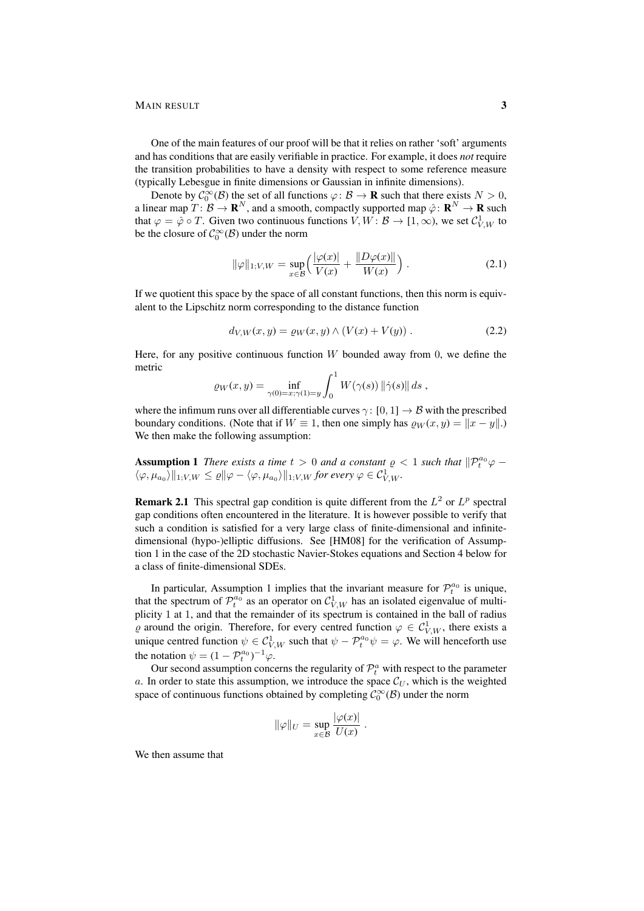One of the main features of our proof will be that it relies on rather 'soft' arguments and has conditions that are easily verifiable in practice. For example, it does *not* require the transition probabilities to have a density with respect to some reference measure (typically Lebesgue in finite dimensions or Gaussian in infinite dimensions).

Denote by $\mathcal{C}_0^\infty(\mathcal{B})$ the set of all functions $\varphi\colon \mathcal{B} \to \mathbf{R}$ such that there exists $N > 0$, a linear map $T\colon \mathcal{B} \to \mathbf{R}^N$, and a smooth, compactly supported map $\hat\varphi\colon \mathbf{R}^N \to \mathbf{R}$ such that $\varphi = \hat\varphi \circ T$. Given two continuous functions $V, W\colon \mathcal{B} \to [1,\infty)$, we set $\mathcal{C}^1_{V,W}$ to be the closure of $\mathcal{C}_0^\infty(\mathcal{B})$ under the norm

$$\|\varphi\|_{1;V,W} = \sup_{x\in\mathcal{B}} \Big( \frac{|\varphi(x)|}{V(x)} + \frac{\|D\varphi(x)\|}{W(x)} \Big) \;. \tag{2.1}$$

If we quotient this space by the space of all constant functions, then this norm is equivalent to the Lipschitz norm corresponding to the distance function

$$d_{V,W}(x,y) = \varrho_W(x,y) \wedge (V(x) + V(y)) \;. \tag{2.2}$$

Here, for any positive continuous function $W$ bounded away from $0$, we define the metric

$$\varrho_W(x,y) = \inf_{\gamma(0)=x;\gamma(1)=y} \int_0^1 W(\gamma(s))\, \|\dot\gamma(s)\|\, ds \;,$$

where the infimum runs over all differentiable curves $\gamma\colon [0,1] \to \mathcal{B}$ with the prescribed boundary conditions. (Note that if $W \equiv 1$, then one simply has $\varrho_W(x,y) = \|x-y\|$.) We then make the following assumption:

**Assumption 1** *There exists a time $t > 0$ and a constant $\varrho < 1$ such that $\|\mathcal{P}_t^{a_0}\varphi - \langle\varphi,\mu_{a_0}\rangle\|_{1;V,W} \le \varrho\|\varphi - \langle\varphi,\mu_{a_0}\rangle\|_{1;V,W}$ for every $\varphi \in \mathcal{C}^1_{V,W}$.*

**Remark 2.1** This spectral gap condition is quite different from the $L^2$ or $L^p$ spectral gap conditions often encountered in the literature. It is however possible to verify that such a condition is satisfied for a very large class of finite-dimensional and infinite-dimensional (hypo-)elliptic diffusions. See [HM08] for the verification of Assumption 1 in the case of the 2D stochastic Navier-Stokes equations and Section 4 below for a class of finite-dimensional SDEs.

In particular, Assumption 1 implies that the invariant measure for $\mathcal{P}_t^{a_0}$ is unique, that the spectrum of $\mathcal{P}_t^{a_0}$ as an operator on $\mathcal{C}^1_{V,W}$ has an isolated eigenvalue of multiplicity 1 at 1, and that the remainder of its spectrum is contained in the ball of radius $\varrho$ around the origin. Therefore, for every centred function $\varphi \in \mathcal{C}^1_{V,W}$, there exists a unique centred function $\psi \in \mathcal{C}^1_{V,W}$ such that $\psi - \mathcal{P}_t^{a_0}\psi = \varphi$. We will henceforth use the notation $\psi = (1-\mathcal{P}_t^{a_0})^{-1}\varphi$.

Our second assumption concerns the regularity of $\mathcal{P}_t^a$ with respect to the parameter $a$. In order to state this assumption, we introduce the space $\mathcal{C}_U$, which is the weighted space of continuous functions obtained by completing $\mathcal{C}_0^\infty(\mathcal{B})$ under the norm

$$\|\varphi\|_U = \sup_{x\in\mathcal{B}} \frac{|\varphi(x)|}{U(x)} \;.$$

We then assume that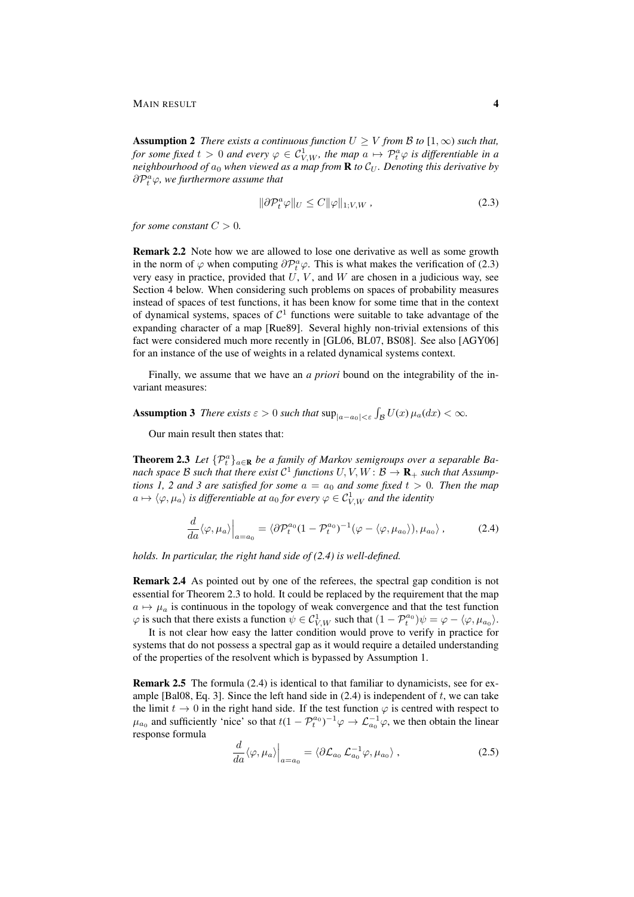**Assumption 2** *There exists a continuous function $U \geq V$ from $\mathcal{B}$ to $[1,\infty)$ such that, for some fixed $t > 0$ and every $\varphi \in \mathcal{C}^1_{V,W}$, the map $a \mapsto \mathcal{P}^a_t \varphi$ is differentiable in a neighbourhood of $a_0$ when viewed as a map from $\mathbf{R}$ to $\mathcal{C}_U$. Denoting this derivative by $\partial \mathcal{P}^a_t \varphi$, we furthermore assume that*

$$\|\partial \mathcal{P}^a_t \varphi\|_U \leq C \|\varphi\|_{1;V,W} \;, \tag{2.3}$$

*for some constant $C > 0$.*

**Remark 2.2** Note how we are allowed to lose one derivative as well as some growth in the norm of $\varphi$ when computing $\partial \mathcal{P}^a_t \varphi$. This is what makes the verification of (2.3) very easy in practice, provided that $U$, $V$, and $W$ are chosen in a judicious way, see Section 4 below. When considering such problems on spaces of probability measures instead of spaces of test functions, it has been know for some time that in the context of dynamical systems, spaces of $\mathcal{C}^1$ functions were suitable to take advantage of the expanding character of a map [Rue89]. Several highly non-trivial extensions of this fact were considered much more recently in [GL06, BL07, BS08]. See also [AGY06] for an instance of the use of weights in a related dynamical systems context.

Finally, we assume that we have an *a priori* bound on the integrability of the invariant measures:

**Assumption 3** *There exists $\varepsilon > 0$ such that $\sup_{|a-a_0|<\varepsilon} \int_{\mathcal{B}} U(x)\, \mu_a(dx) < \infty$.*

Our main result then states that:

**Theorem 2.3** *Let $\{\mathcal{P}^a_t\}_{a\in\mathbf{R}}$ be a family of Markov semigroups over a separable Banach space $\mathcal{B}$ such that there exist $\mathcal{C}^1$ functions $U, V, W \colon \mathcal{B} \to \mathbf{R}_+$ such that Assumptions 1, 2 and 3 are satisfied for some $a = a_0$ and some fixed $t > 0$. Then the map $a \mapsto \langle \varphi, \mu_a\rangle$ is differentiable at $a_0$ for every $\varphi \in \mathcal{C}^1_{V,W}$ and the identity*

$$\frac{d}{da}\langle \varphi, \mu_a\rangle\Big|_{a=a_0} = \langle \partial \mathcal{P}^{a_0}_t (1 - \mathcal{P}^{a_0}_t)^{-1}(\varphi - \langle \varphi, \mu_{a_0}\rangle), \mu_{a_0}\rangle \;, \tag{2.4}$$

*holds. In particular, the right hand side of (2.4) is well-defined.*

**Remark 2.4** As pointed out by one of the referees, the spectral gap condition is not essential for Theorem 2.3 to hold. It could be replaced by the requirement that the map $a \mapsto \mu_a$ is continuous in the topology of weak convergence and that the test function $\varphi$ is such that there exists a function $\psi \in \mathcal{C}^1_{V,W}$ such that $(1 - \mathcal{P}^{a_0}_t)\psi = \varphi - \langle \varphi, \mu_{a_0}\rangle$.

It is not clear how easy the latter condition would prove to verify in practice for systems that do not possess a spectral gap as it would require a detailed understanding of the properties of the resolvent which is bypassed by Assumption 1.

**Remark 2.5** The formula (2.4) is identical to that familiar to dynamicists, see for example [Bal08, Eq. 3]. Since the left hand side in (2.4) is independent of $t$, we can take the limit $t \to 0$ in the right hand side. If the test function $\varphi$ is centred with respect to $\mu_{a_0}$ and sufficiently 'nice' so that $t(1 - \mathcal{P}^{a_0}_t)^{-1}\varphi \to \mathcal{L}^{-1}_{a_0}\varphi$, we then obtain the linear response formula

$$\frac{d}{da}\langle \varphi, \mu_a\rangle\Big|_{a=a_0} = \langle \partial \mathcal{L}_{a_0}\, \mathcal{L}^{-1}_{a_0}\varphi, \mu_{a_0}\rangle \;, \tag{2.5}$$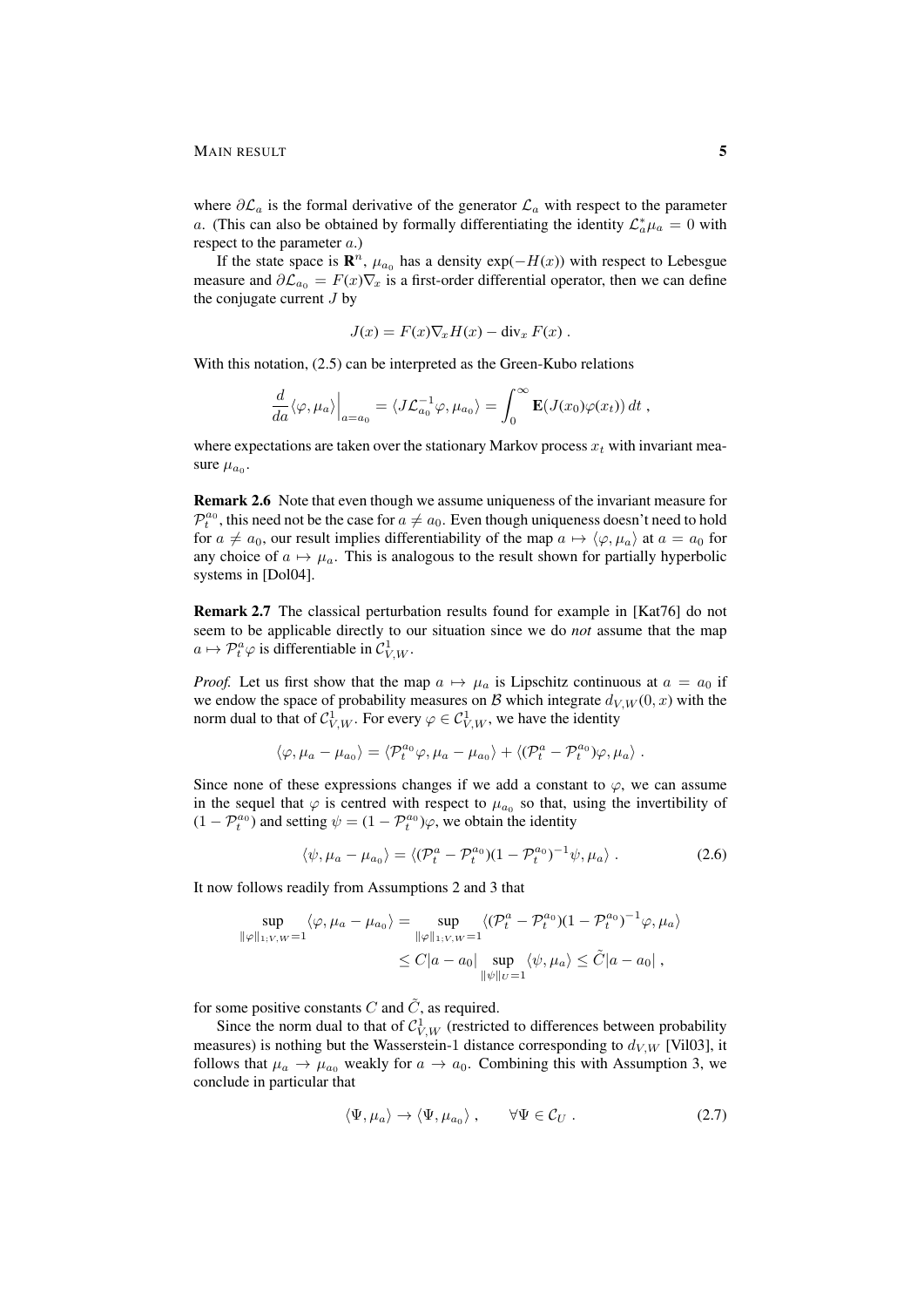where $\partial\mathcal{L}_a$ is the formal derivative of the generator $\mathcal{L}_a$ with respect to the parameter $a$. (This can also be obtained by formally differentiating the identity $\mathcal{L}_a^*\mu_a = 0$ with respect to the parameter $a$.)

If the state space is $\mathbf{R}^n$, $\mu_{a_0}$ has a density $\exp(-H(x))$ with respect to Lebesgue measure and $\partial\mathcal{L}_{a_0} = F(x)\nabla_x$ is a first-order differential operator, then we can define the conjugate current $J$ by

$$J(x) = F(x)\nabla_x H(x) - \operatorname{div}_x F(x) \;.$$

With this notation, (2.5) can be interpreted as the Green-Kubo relations

$$\frac{d}{da}\langle\varphi,\mu_a\rangle\Big|_{a=a_0} = \langle J\mathcal{L}_{a_0}^{-1}\varphi,\mu_{a_0}\rangle = \int_0^\infty \mathbf{E}(J(x_0)\varphi(x_t))\,dt\;,$$

where expectations are taken over the stationary Markov process $x_t$ with invariant measure $\mu_{a_0}$.

**Remark 2.6** Note that even though we assume uniqueness of the invariant measure for $\mathcal{P}_t^{a_0}$, this need not be the case for $a \neq a_0$. Even though uniqueness doesn't need to hold for $a \neq a_0$, our result implies differentiability of the map $a \mapsto \langle\varphi,\mu_a\rangle$ at $a = a_0$ for any choice of $a \mapsto \mu_a$. This is analogous to the result shown for partially hyperbolic systems in [Dol04].

**Remark 2.7** The classical perturbation results found for example in [Kat76] do not seem to be applicable directly to our situation since we do *not* assume that the map $a \mapsto \mathcal{P}_t^a\varphi$ is differentiable in $\mathcal{C}^1_{V,W}$.

*Proof.* Let us first show that the map $a \mapsto \mu_a$ is Lipschitz continuous at $a = a_0$ if we endow the space of probability measures on $\mathcal{B}$ which integrate $d_{V,W}(0,x)$ with the norm dual to that of $\mathcal{C}^1_{V,W}$. For every $\varphi \in \mathcal{C}^1_{V,W}$, we have the identity

$$\langle\varphi,\mu_a - \mu_{a_0}\rangle = \langle\mathcal{P}_t^{a_0}\varphi,\mu_a - \mu_{a_0}\rangle + \langle(\mathcal{P}_t^a - \mathcal{P}_t^{a_0})\varphi,\mu_a\rangle\;.$$

Since none of these expressions changes if we add a constant to $\varphi$, we can assume in the sequel that $\varphi$ is centred with respect to $\mu_{a_0}$ so that, using the invertibility of $(1-\mathcal{P}_t^{a_0})$ and setting $\psi = (1-\mathcal{P}_t^{a_0})\varphi$, we obtain the identity

$$\langle\psi,\mu_a - \mu_{a_0}\rangle = \langle(\mathcal{P}_t^a - \mathcal{P}_t^{a_0})(1-\mathcal{P}_t^{a_0})^{-1}\psi,\mu_a\rangle\;. \tag{2.6}$$

It now follows readily from Assumptions 2 and 3 that

$$\begin{aligned}\sup_{\|\varphi\|_{1;V,W}=1}\langle\varphi,\mu_a - \mu_{a_0}\rangle &= \sup_{\|\varphi\|_{1;V,W}=1}\langle(\mathcal{P}_t^a - \mathcal{P}_t^{a_0})(1-\mathcal{P}_t^{a_0})^{-1}\varphi,\mu_a\rangle \\ &\le C|a-a_0|\sup_{\|\psi\|_U=1}\langle\psi,\mu_a\rangle \le \tilde{C}|a-a_0|\;,\end{aligned}$$

for some positive constants $C$ and $\tilde{C}$, as required.

Since the norm dual to that of $\mathcal{C}^1_{V,W}$ (restricted to differences between probability measures) is nothing but the Wasserstein-1 distance corresponding to $d_{V,W}$ [Vil03], it follows that $\mu_a \to \mu_{a_0}$ weakly for $a \to a_0$. Combining this with Assumption 3, we conclude in particular that

$$\langle\Psi,\mu_a\rangle \to \langle\Psi,\mu_{a_0}\rangle\;,\qquad \forall\Psi \in \mathcal{C}_U\;. \tag{2.7}$$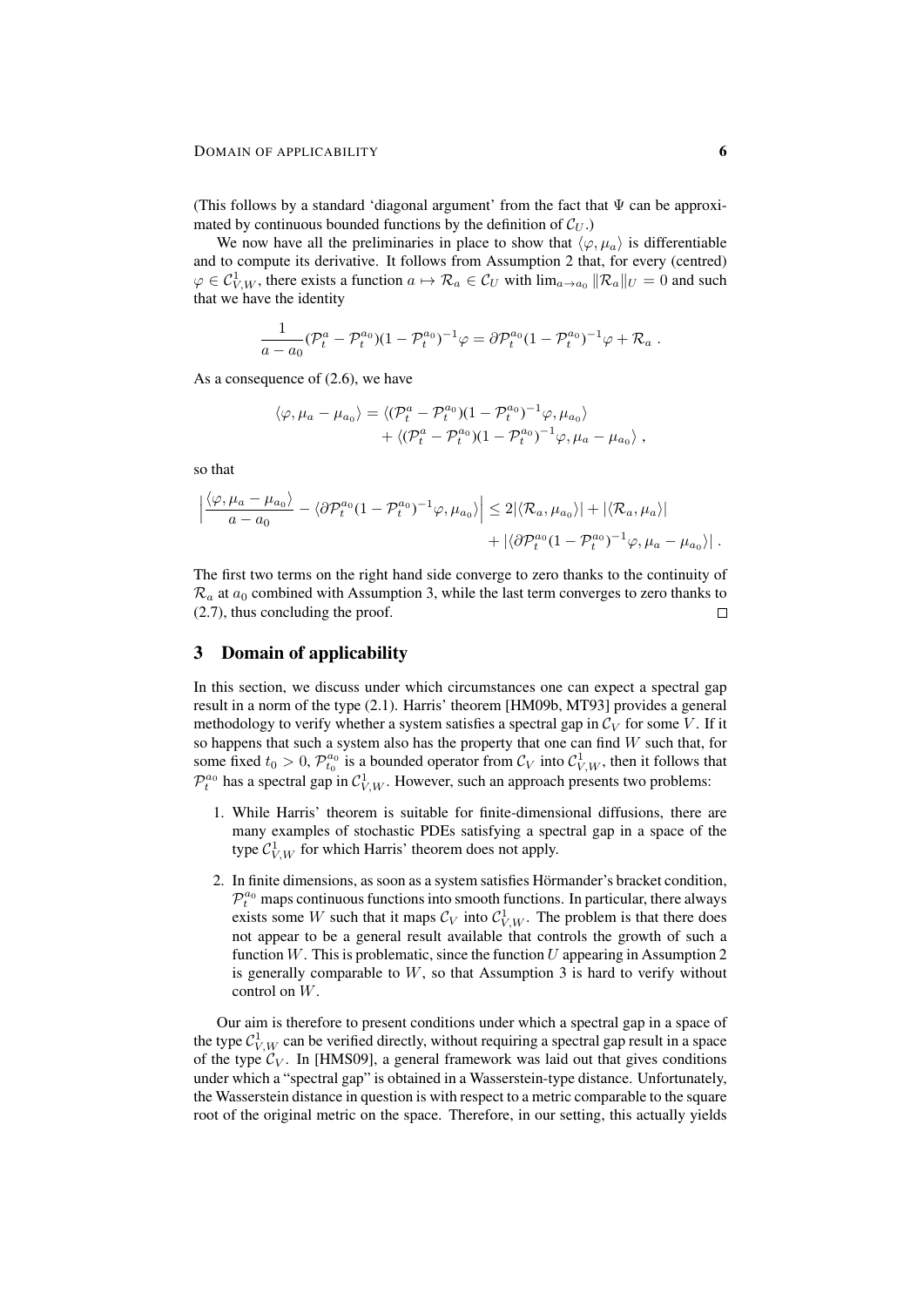(This follows by a standard 'diagonal argument' from the fact that $\Psi$ can be approximated by continuous bounded functions by the definition of $\mathcal{C}_U$.)

We now have all the preliminaries in place to show that $\langle \varphi, \mu_a \rangle$ is differentiable and to compute its derivative. It follows from Assumption 2 that, for every (centred) $\varphi \in \mathcal{C}^1_{V,W}$, there exists a function $a \mapsto \mathcal{R}_a \in \mathcal{C}_U$ with $\lim_{a \to a_0} \|\mathcal{R}_a\|_U = 0$ and such that we have the identity

$$\frac{1}{a - a_0} (\mathcal{P}^a_t - \mathcal{P}^{a_0}_t)(1 - \mathcal{P}^{a_0}_t)^{-1} \varphi = \partial \mathcal{P}^{a_0}_t (1 - \mathcal{P}^{a_0}_t)^{-1} \varphi + \mathcal{R}_a \;.$$

As a consequence of (2.6), we have

$$\begin{aligned}\langle \varphi, \mu_a - \mu_{a_0} \rangle &= \langle (\mathcal{P}^a_t - \mathcal{P}^{a_0}_t)(1 - \mathcal{P}^{a_0}_t)^{-1} \varphi, \mu_{a_0} \rangle \\ &\quad + \langle (\mathcal{P}^a_t - \mathcal{P}^{a_0}_t)(1 - \mathcal{P}^{a_0}_t)^{-1} \varphi, \mu_a - \mu_{a_0} \rangle \;,\end{aligned}$$

so that

$$\begin{aligned}\Big| \frac{\langle \varphi, \mu_a - \mu_{a_0} \rangle}{a - a_0} - \langle \partial \mathcal{P}^{a_0}_t (1 - \mathcal{P}^{a_0}_t)^{-1} \varphi, \mu_{a_0} \rangle \Big| &\le 2 |\langle \mathcal{R}_a, \mu_{a_0} \rangle| + |\langle \mathcal{R}_a, \mu_a \rangle| \\ &\quad + |\langle \partial \mathcal{P}^{a_0}_t (1 - \mathcal{P}^{a_0}_t)^{-1} \varphi, \mu_a - \mu_{a_0} \rangle| \;.\end{aligned}$$

The first two terms on the right hand side converge to zero thanks to the continuity of $\mathcal{R}_a$ at $a_0$ combined with Assumption 3, while the last term converges to zero thanks to (2.7), thus concluding the proof. □

## 3 Domain of applicability

In this section, we discuss under which circumstances one can expect a spectral gap result in a norm of the type (2.1). Harris' theorem [HM09b, MT93] provides a general methodology to verify whether a system satisfies a spectral gap in $\mathcal{C}_V$ for some $V$. If it so happens that such a system also has the property that one can find $W$ such that, for some fixed $t_0 > 0$, $\mathcal{P}^{a_0}_{t_0}$ is a bounded operator from $\mathcal{C}_V$ into $\mathcal{C}^1_{V,W}$, then it follows that $\mathcal{P}^{a_0}_t$ has a spectral gap in $\mathcal{C}^1_{V,W}$. However, such an approach presents two problems:

1. While Harris' theorem is suitable for finite-dimensional diffusions, there are many examples of stochastic PDEs satisfying a spectral gap in a space of the type $\mathcal{C}^1_{V,W}$ for which Harris' theorem does not apply.
2. In finite dimensions, as soon as a system satisfies Hörmander's bracket condition, $\mathcal{P}^{a_0}_t$ maps continuous functions into smooth functions. In particular, there always exists some $W$ such that it maps $\mathcal{C}_V$ into $\mathcal{C}^1_{V,W}$. The problem is that there does not appear to be a general result available that controls the growth of such a function $W$. This is problematic, since the function $U$ appearing in Assumption 2 is generally comparable to $W$, so that Assumption 3 is hard to verify without control on $W$.

Our aim is therefore to present conditions under which a spectral gap in a space of the type $\mathcal{C}^1_{V,W}$ can be verified directly, without requiring a spectral gap result in a space of the type $\mathcal{C}_V$. In [HMS09], a general framework was laid out that gives conditions under which a "spectral gap" is obtained in a Wasserstein-type distance. Unfortunately, the Wasserstein distance in question is with respect to a metric comparable to the square root of the original metric on the space. Therefore, in our setting, this actually yields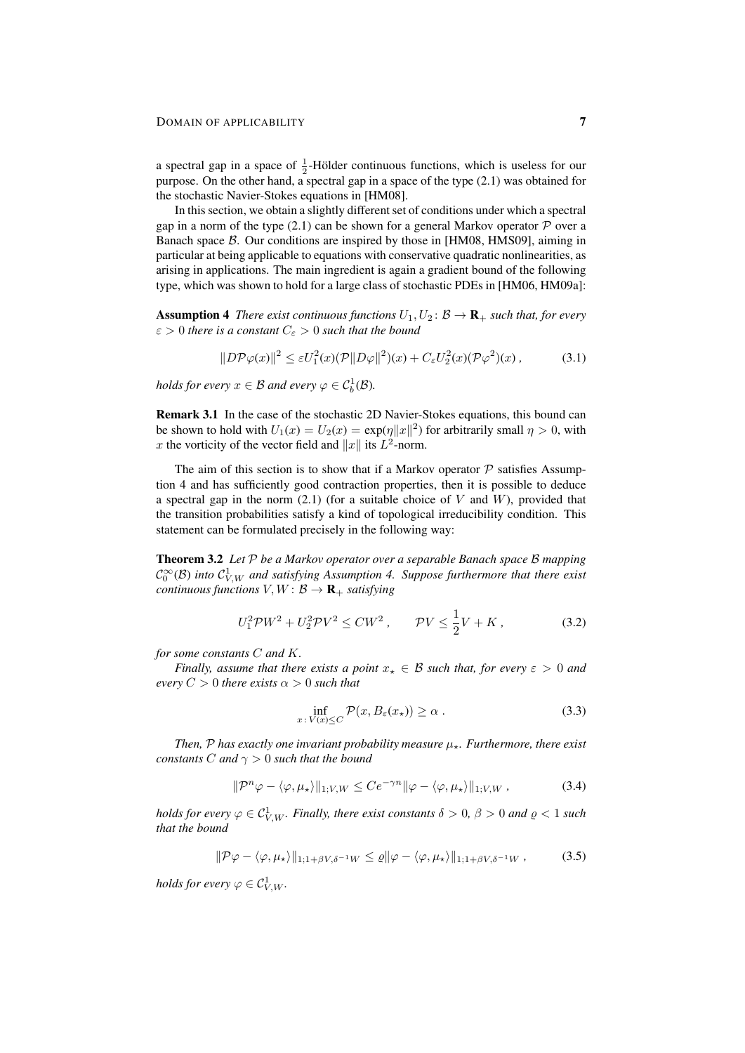a spectral gap in a space of $\frac{1}{2}$-Hölder continuous functions, which is useless for our purpose. On the other hand, a spectral gap in a space of the type (2.1) was obtained for the stochastic Navier-Stokes equations in [HM08].

In this section, we obtain a slightly different set of conditions under which a spectral gap in a norm of the type (2.1) can be shown for a general Markov operator $\mathcal{P}$ over a Banach space $\mathcal{B}$. Our conditions are inspired by those in [HM08, HMS09], aiming in particular at being applicable to equations with conservative quadratic nonlinearities, as arising in applications. The main ingredient is again a gradient bound of the following type, which was shown to hold for a large class of stochastic PDEs in [HM06, HM09a]:

**Assumption 4** *There exist continuous functions $U_1, U_2 \colon \mathcal{B} \to \mathbf{R}_+$ such that, for every $\varepsilon > 0$ there is a constant $C_\varepsilon > 0$ such that the bound*

$$\|D\mathcal{P}\varphi(x)\|^2 \le \varepsilon U_1^2(x)(\mathcal{P}\|D\varphi\|^2)(x) + C_\varepsilon U_2^2(x)(\mathcal{P}\varphi^2)(x)\;, \tag{3.1}$$

*holds for every $x \in \mathcal{B}$ and every $\varphi \in \mathcal{C}_b^1(\mathcal{B})$.*

**Remark 3.1** In the case of the stochastic 2D Navier-Stokes equations, this bound can be shown to hold with $U_1(x) = U_2(x) = \exp(\eta\|x\|^2)$ for arbitrarily small $\eta > 0$, with $x$ the vorticity of the vector field and $\|x\|$ its $L^2$-norm.

The aim of this section is to show that if a Markov operator $\mathcal{P}$ satisfies Assumption 4 and has sufficiently good contraction properties, then it is possible to deduce a spectral gap in the norm (2.1) (for a suitable choice of $V$ and $W$), provided that the transition probabilities satisfy a kind of topological irreducibility condition. This statement can be formulated precisely in the following way:

**Theorem 3.2** *Let $\mathcal{P}$ be a Markov operator over a separable Banach space $\mathcal{B}$ mapping $\mathcal{C}_0^\infty(\mathcal{B})$ into $\mathcal{C}_{V,W}^1$ and satisfying Assumption 4. Suppose furthermore that there exist continuous functions $V, W \colon \mathcal{B} \to \mathbf{R}_+$ satisfying*

$$U_1^2 \mathcal{P}W^2 + U_2^2 \mathcal{P}V^2 \le CW^2\;, \qquad \mathcal{P}V \le \frac{1}{2}V + K\;, \tag{3.2}$$

*for some constants $C$ and $K$.*

*Finally, assume that there exists a point $x_\star \in \mathcal{B}$ such that, for every $\varepsilon > 0$ and every $C > 0$ there exists $\alpha > 0$ such that*

$$\inf_{x \colon V(x) \le C} \mathcal{P}(x, B_\varepsilon(x_\star)) \ge \alpha\;. \tag{3.3}$$

*Then, $\mathcal{P}$ has exactly one invariant probability measure $\mu_\star$. Furthermore, there exist constants $C$ and $\gamma > 0$ such that the bound*

$$\|\mathcal{P}^n\varphi - \langle\varphi, \mu_\star\rangle\|_{1;V,W} \le Ce^{-\gamma n}\|\varphi - \langle\varphi, \mu_\star\rangle\|_{1;V,W}\;, \tag{3.4}$$

*holds for every $\varphi \in \mathcal{C}_{V,W}^1$. Finally, there exist constants $\delta > 0$, $\beta > 0$ and $\varrho < 1$ such that the bound*

$$\|\mathcal{P}\varphi - \langle\varphi, \mu_\star\rangle\|_{1;1+\beta V,\delta^{-1}W} \le \varrho\|\varphi - \langle\varphi, \mu_\star\rangle\|_{1;1+\beta V,\delta^{-1}W}\;, \tag{3.5}$$

*holds for every $\varphi \in \mathcal{C}_{V,W}^1$.*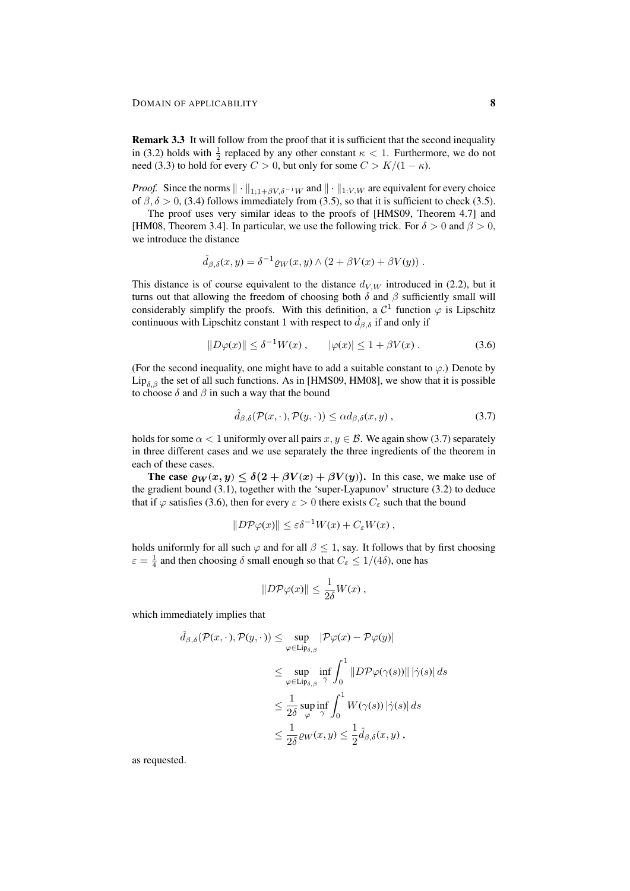**Remark 3.3** It will follow from the proof that it is sufficient that the second inequality in (3.2) holds with $\frac{1}{2}$ replaced by any other constant $\kappa < 1$. Furthermore, we do not need (3.3) to hold for every $C > 0$, but only for some $C > K/(1-\kappa)$.

*Proof.* Since the norms $\|\cdot\|_{1;1+\beta V,\delta^{-1}W}$ and $\|\cdot\|_{1;V,W}$ are equivalent for every choice of $\beta, \delta > 0$, (3.4) follows immediately from (3.5), so that it is sufficient to check (3.5).

The proof uses very similar ideas to the proofs of [HMS09, Theorem 4.7] and [HM08, Theorem 3.4]. In particular, we use the following trick. For $\delta > 0$ and $\beta > 0$, we introduce the distance

$$\hat{d}_{\beta,\delta}(x,y) = \delta^{-1}\varrho_W(x,y) \wedge (2 + \beta V(x) + \beta V(y)) .$$

This distance is of course equivalent to the distance $d_{V,W}$ introduced in (2.2), but it turns out that allowing the freedom of choosing both $\delta$ and $\beta$ sufficiently small will considerably simplify the proofs. With this definition, a $\mathcal{C}^1$ function $\varphi$ is Lipschitz continuous with Lipschitz constant 1 with respect to $\hat{d}_{\beta,\delta}$ if and only if

$$\|D\varphi(x)\| \leq \delta^{-1}W(x) , \qquad |\varphi(x)| \leq 1 + \beta V(x) . \tag{3.6}$$

(For the second inequality, one might have to add a suitable constant to $\varphi$.) Denote by $\mathrm{Lip}_{\delta,\beta}$ the set of all such functions. As in [HMS09, HM08], we show that it is possible to choose $\delta$ and $\beta$ in such a way that the bound

$$\hat{d}_{\beta,\delta}(\mathcal{P}(x,\cdot), \mathcal{P}(y,\cdot)) \leq \alpha d_{\beta,\delta}(x,y) , \tag{3.7}$$

holds for some $\alpha < 1$ uniformly over all pairs $x, y \in \mathcal{B}$. We again show (3.7) separately in three different cases and we use separately the three ingredients of the theorem in each of these cases.

**The case $\varrho_W(x,y) \leq \delta(2 + \beta V(x) + \beta V(y))$.** In this case, we make use of the gradient bound (3.1), together with the 'super-Lyapunov' structure (3.2) to deduce that if $\varphi$ satisfies (3.6), then for every $\varepsilon > 0$ there exists $C_\varepsilon$ such that the bound

$$\|D\mathcal{P}\varphi(x)\| \leq \varepsilon\delta^{-1}W(x) + C_\varepsilon W(x) ,$$

holds uniformly for all such $\varphi$ and for all $\beta \leq 1$, say. It follows that by first choosing $\varepsilon = \frac{1}{4}$ and then choosing $\delta$ small enough so that $C_\varepsilon \leq 1/(4\delta)$, one has

$$\|D\mathcal{P}\varphi(x)\| \leq \frac{1}{2\delta}W(x) ,$$

which immediately implies that

$$\begin{aligned}
\hat{d}_{\beta,\delta}(\mathcal{P}(x,\cdot), \mathcal{P}(y,\cdot)) &\leq \sup_{\varphi \in \mathrm{Lip}_{\delta,\beta}} |\mathcal{P}\varphi(x) - \mathcal{P}\varphi(y)| \\
&\leq \sup_{\varphi \in \mathrm{Lip}_{\delta,\beta}} \inf_\gamma \int_0^1 \|D\mathcal{P}\varphi(\gamma(s))\|\, |\dot{\gamma}(s)|\, ds \\
&\leq \frac{1}{2\delta} \sup_\varphi \inf_\gamma \int_0^1 W(\gamma(s))\, |\dot{\gamma}(s)|\, ds \\
&\leq \frac{1}{2\delta}\varrho_W(x,y) \leq \frac{1}{2}\hat{d}_{\beta,\delta}(x,y) ,
\end{aligned}$$

as requested.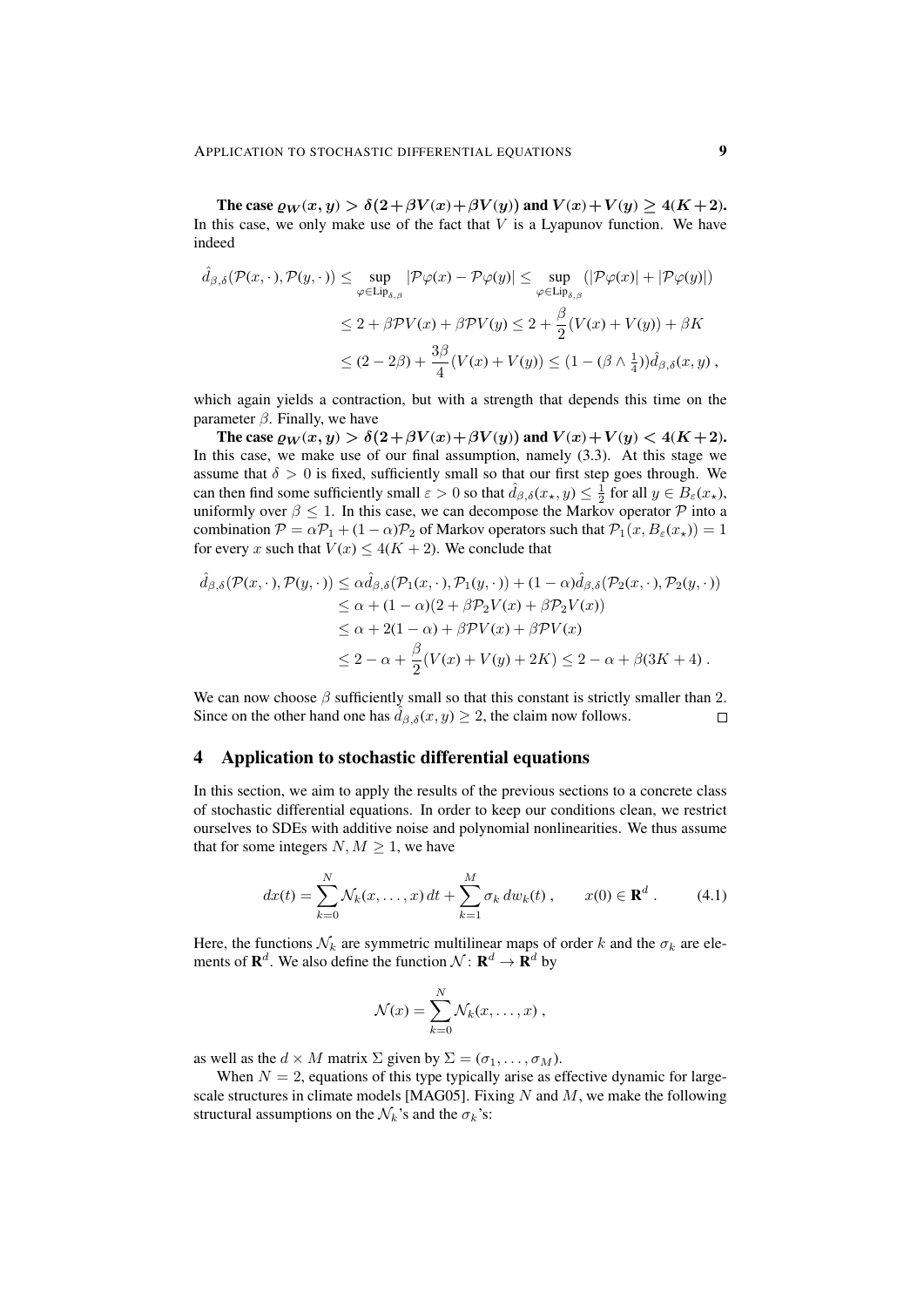**The case $\varrho_W(x,y) > \delta(2+\beta V(x)+\beta V(y))$ and $V(x)+V(y) \geq 4(K+2)$.** In this case, we only make use of the fact that $V$ is a Lyapunov function. We have indeed

$$
\begin{aligned}
\hat d_{\beta,\delta}(\mathcal{P}(x,\cdot),\mathcal{P}(y,\cdot)) &\leq \sup_{\varphi\in\mathrm{Lip}_{\delta,\beta}} |\mathcal{P}\varphi(x) - \mathcal{P}\varphi(y)| \leq \sup_{\varphi\in\mathrm{Lip}_{\delta,\beta}} (|\mathcal{P}\varphi(x)| + |\mathcal{P}\varphi(y)|) \\
&\leq 2 + \beta\mathcal{P}V(x) + \beta\mathcal{P}V(y) \leq 2 + \frac{\beta}{2}(V(x)+V(y)) + \beta K \\
&\leq (2-2\beta) + \frac{3\beta}{4}(V(x)+V(y)) \leq (1-(\beta\wedge \tfrac14))\hat d_{\beta,\delta}(x,y)\;,
\end{aligned}
$$

which again yields a contraction, but with a strength that depends this time on the parameter $\beta$. Finally, we have

**The case $\varrho_W(x,y) > \delta(2+\beta V(x)+\beta V(y))$ and $V(x)+V(y) < 4(K+2)$.** In this case, we make use of our final assumption, namely (3.3). At this stage we assume that $\delta > 0$ is fixed, sufficiently small so that our first step goes through. We can then find some sufficiently small $\varepsilon > 0$ so that $\hat d_{\beta,\delta}(x_\star, y) \leq \frac12$ for all $y \in B_\varepsilon(x_\star)$, uniformly over $\beta \leq 1$. In this case, we can decompose the Markov operator $\mathcal{P}$ into a combination $\mathcal{P} = \alpha\mathcal{P}_1 + (1-\alpha)\mathcal{P}_2$ of Markov operators such that $\mathcal{P}_1(x, B_\varepsilon(x_\star)) = 1$ for every $x$ such that $V(x) \leq 4(K+2)$. We conclude that

$$
\begin{aligned}
\hat d_{\beta,\delta}(\mathcal{P}(x,\cdot),\mathcal{P}(y,\cdot)) &\leq \alpha \hat d_{\beta,\delta}(\mathcal{P}_1(x,\cdot),\mathcal{P}_1(y,\cdot)) + (1-\alpha)\hat d_{\beta,\delta}(\mathcal{P}_2(x,\cdot),\mathcal{P}_2(y,\cdot)) \\
&\leq \alpha + (1-\alpha)(2 + \beta\mathcal{P}_2V(x) + \beta\mathcal{P}_2V(x)) \\
&\leq \alpha + 2(1-\alpha) + \beta\mathcal{P}V(x) + \beta\mathcal{P}V(x) \\
&\leq 2 - \alpha + \frac{\beta}{2}(V(x) + V(y) + 2K) \leq 2 - \alpha + \beta(3K+4)\;.
\end{aligned}
$$

We can now choose $\beta$ sufficiently small so that this constant is strictly smaller than 2. Since on the other hand one has $\hat d_{\beta,\delta}(x,y) \geq 2$, the claim now follows. □

## 4 Application to stochastic differential equations

In this section, we aim to apply the results of the previous sections to a concrete class of stochastic differential equations. In order to keep our conditions clean, we restrict ourselves to SDEs with additive noise and polynomial nonlinearities. We thus assume that for some integers $N, M \geq 1$, we have

$$
dx(t) = \sum_{k=0}^{N} \mathcal{N}_k(x,\ldots,x)\,dt + \sum_{k=1}^{M} \sigma_k\,dw_k(t)\;, \qquad x(0) \in \mathbf{R}^d\;. \tag{4.1}
$$

Here, the functions $\mathcal{N}_k$ are symmetric multilinear maps of order $k$ and the $\sigma_k$ are elements of $\mathbf{R}^d$. We also define the function $\mathcal{N}\colon \mathbf{R}^d \to \mathbf{R}^d$ by

$$
\mathcal{N}(x) = \sum_{k=0}^{N} \mathcal{N}_k(x,\ldots,x)\;,
$$

as well as the $d\times M$ matrix $\Sigma$ given by $\Sigma = (\sigma_1,\ldots,\sigma_M)$.

When $N = 2$, equations of this type typically arise as effective dynamic for large-scale structures in climate models [MAG05]. Fixing $N$ and $M$, we make the following structural assumptions on the $\mathcal{N}_k$'s and the $\sigma_k$'s: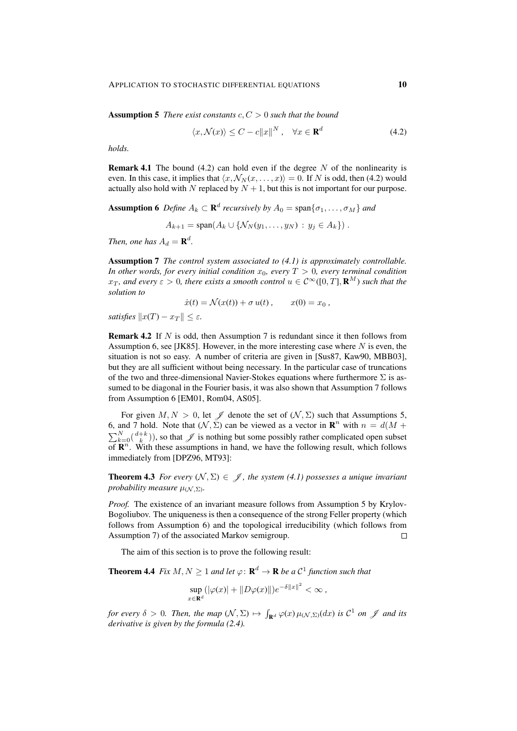**Assumption 5** *There exist constants $c, C > 0$ such that the bound*

$$\langle x, \mathcal{N}(x)\rangle \le C - c\|x\|^N\;, \quad \forall x \in \mathbf{R}^d \tag{4.2}$$

*holds.*

**Remark 4.1** The bound (4.2) can hold even if the degree $N$ of the nonlinearity is even. In this case, it implies that $\langle x, \mathcal{N}_N(x,\ldots,x)\rangle = 0$. If $N$ is odd, then (4.2) would actually also hold with $N$ replaced by $N+1$, but this is not important for our purpose.

**Assumption 6** *Define $A_k \subset \mathbf{R}^d$ recursively by $A_0 = \operatorname{span}\{\sigma_1,\ldots,\sigma_M\}$ and*

$$A_{k+1} = \operatorname{span}(A_k \cup \{\mathcal{N}_N(y_1,\ldots,y_N) \,:\, y_j \in A_k\})\;.$$

*Then, one has $A_d = \mathbf{R}^d$.*

**Assumption 7** *The control system associated to (4.1) is approximately controllable. In other words, for every initial condition $x_0$, every $T > 0$, every terminal condition $x_T$, and every $\varepsilon > 0$, there exists a smooth control $u \in \mathcal{C}^\infty([0,T],\mathbf{R}^M)$ such that the solution to*

$$\dot x(t) = \mathcal{N}(x(t)) + \sigma\, u(t)\;, \qquad x(0) = x_0\;,$$

*satisfies $\|x(T) - x_T\| \le \varepsilon$.*

**Remark 4.2** If $N$ is odd, then Assumption 7 is redundant since it then follows from Assumption 6, see [JK85]. However, in the more interesting case where $N$ is even, the situation is not so easy. A number of criteria are given in [Sus87, Kaw90, MBB03], but they are all sufficient without being necessary. In the particular case of truncations of the two and three-dimensional Navier-Stokes equations where furthermore $\Sigma$ is assumed to be diagonal in the Fourier basis, it was also shown that Assumption 7 follows from Assumption 6 [EM01, Rom04, AS05].

For given $M, N > 0$, let $\mathscr{J}$ denote the set of $(\mathcal{N}, \Sigma)$ such that Assumptions 5, 6, and 7 hold. Note that $(\mathcal{N},\Sigma)$ can be viewed as a vector in $\mathbf{R}^n$ with $n = d(M + \sum_{k=0}^N \binom{d+k}{k})$, so that $\mathscr{J}$ is nothing but some possibly rather complicated open subset of $\mathbf{R}^n$. With these assumptions in hand, we have the following result, which follows immediately from [DPZ96, MT93]:

**Theorem 4.3** *For every $(\mathcal{N},\Sigma) \in \mathscr{J}$, the system (4.1) possesses a unique invariant probability measure $\mu_{(\mathcal{N},\Sigma)}$.*

*Proof.* The existence of an invariant measure follows from Assumption 5 by Krylov-Bogoliubov. The uniqueness is then a consequence of the strong Feller property (which follows from Assumption 6) and the topological irreducibility (which follows from Assumption 7) of the associated Markov semigroup. □

The aim of this section is to prove the following result:

**Theorem 4.4** *Fix $M, N \ge 1$ and let $\varphi\colon \mathbf{R}^d \to \mathbf{R}$ be a $\mathcal{C}^1$ function such that*

$$\sup_{x\in\mathbf{R}^d} (|\varphi(x)| + \|D\varphi(x)\|)e^{-\delta\|x\|^2} < \infty\;,$$

*for every $\delta > 0$. Then, the map $(\mathcal{N},\Sigma) \mapsto \int_{\mathbf{R}^d} \varphi(x)\,\mu_{(\mathcal{N},\Sigma)}(dx)$ is $\mathcal{C}^1$ on $\mathscr{J}$ and its derivative is given by the formula (2.4).*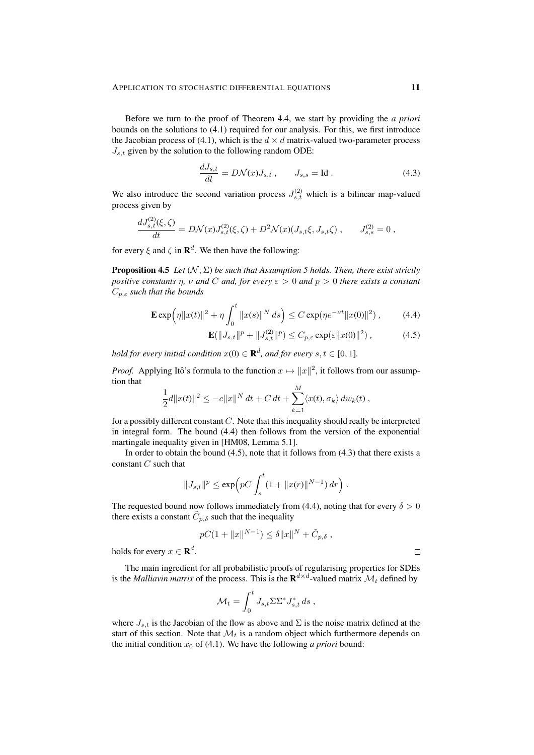Before we turn to the proof of Theorem 4.4, we start by providing the *a priori* bounds on the solutions to (4.1) required for our analysis. For this, we first introduce the Jacobian process of (4.1), which is the $d \times d$ matrix-valued two-parameter process $J_{s,t}$ given by the solution to the following random ODE:

$$\frac{dJ_{s,t}}{dt} = D\mathcal{N}(x) J_{s,t} \;, \qquad J_{s,s} = \mathrm{Id} \;. \tag{4.3}$$

We also introduce the second variation process $J^{(2)}_{s,t}$ which is a bilinear map-valued process given by

$$\frac{dJ^{(2)}_{s,t}(\xi,\zeta)}{dt} = D\mathcal{N}(x) J^{(2)}_{s,t}(\xi,\zeta) + D^2\mathcal{N}(x)(J_{s,t}\xi, J_{s,t}\zeta) \;, \qquad J^{(2)}_{s,s} = 0 \;,$$

for every $\xi$ and $\zeta$ in $\mathbf{R}^d$. We then have the following:

**Proposition 4.5** *Let $(\mathcal{N}, \Sigma)$ be such that Assumption 5 holds. Then, there exist strictly positive constants $\eta$, $\nu$ and $C$ and, for every $\varepsilon > 0$ and $p > 0$ there exists a constant $C_{p,\varepsilon}$ such that the bounds*

$$\mathbf{E} \exp\Big(\eta \|x(t)\|^2 + \eta \int_0^t \|x(s)\|^N \, ds\Big) \le C \exp(\eta e^{-\nu t} \|x(0)\|^2) \;, \tag{4.4}$$

$$\mathbf{E}(\|J_{s,t}\|^p + \|J^{(2)}_{s,t}\|^p) \le C_{p,\varepsilon} \exp(\varepsilon \|x(0)\|^2) \;, \tag{4.5}$$

*hold for every initial condition $x(0) \in \mathbf{R}^d$, and for every $s, t \in [0,1]$.*

*Proof.* Applying Itô's formula to the function $x \mapsto \|x\|^2$, it follows from our assumption that

$$\frac{1}{2} d\|x(t)\|^2 \le -c\|x\|^N \, dt + C\, dt + \sum_{k=1}^M \langle x(t), \sigma_k\rangle \, dw_k(t) \;,$$

for a possibly different constant $C$. Note that this inequality should really be interpreted in integral form. The bound (4.4) then follows from the version of the exponential martingale inequality given in [HM08, Lemma 5.1].

In order to obtain the bound (4.5), note that it follows from (4.3) that there exists a constant $C$ such that

$$\|J_{s,t}\|^p \le \exp\Big(pC \int_s^t (1 + \|x(r)\|^{N-1}) \, dr\Big) \;.$$

The requested bound now follows immediately from (4.4), noting that for every $\delta > 0$ there exists a constant $\tilde{C}_{p,\delta}$ such that the inequality

$$pC(1 + \|x\|^{N-1}) \le \delta \|x\|^N + \tilde{C}_{p,\delta} \;,$$

holds for every $x \in \mathbf{R}^d$. $\square$

The main ingredient for all probabilistic proofs of regularising properties for SDEs is the *Malliavin matrix* of the process. This is the $\mathbf{R}^{d\times d}$-valued matrix $\mathcal{M}_t$ defined by

$$\mathcal{M}_t = \int_0^t J_{s,t} \Sigma \Sigma^* J^*_{s,t} \, ds \;,$$

where $J_{s,t}$ is the Jacobian of the flow as above and $\Sigma$ is the noise matrix defined at the start of this section. Note that $\mathcal{M}_t$ is a random object which furthermore depends on the initial condition $x_0$ of (4.1). We have the following *a priori* bound: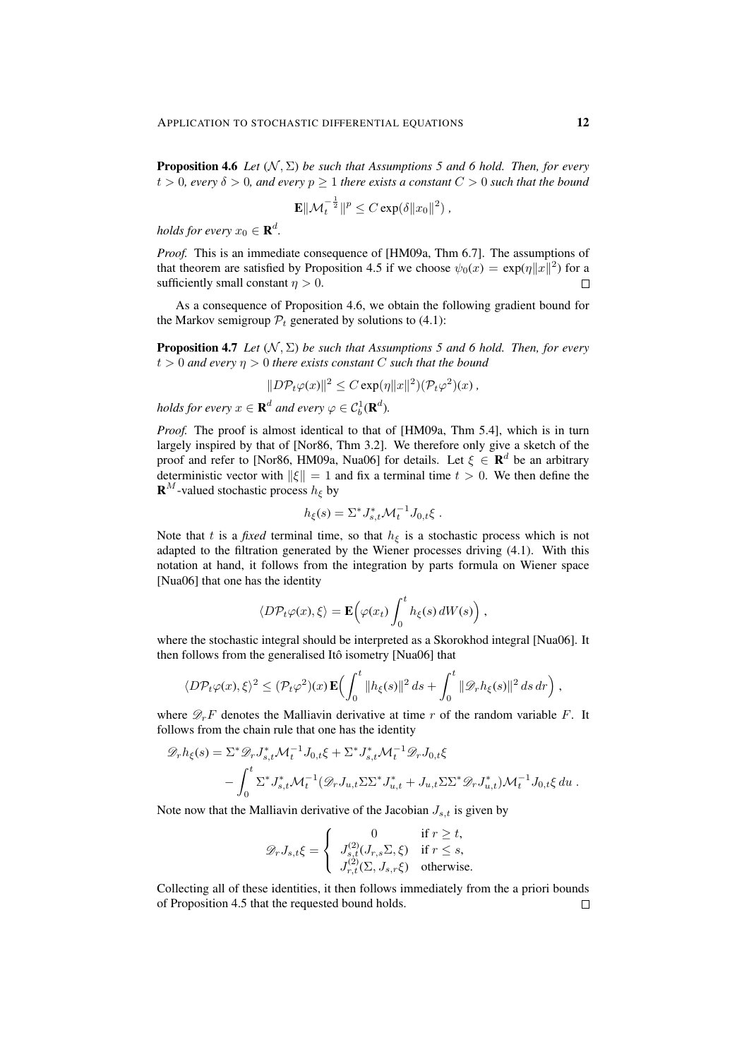**Proposition 4.6** *Let $(\mathcal{N}, \Sigma)$ be such that Assumptions 5 and 6 hold. Then, for every $t > 0$, every $\delta > 0$, and every $p \geq 1$ there exists a constant $C > 0$ such that the bound*

$$\mathbf{E}\|\mathcal{M}_t^{-\frac{1}{2}}\|^p \leq C \exp(\delta \|x_0\|^2) ,$$

*holds for every $x_0 \in \mathbf{R}^d$.*

*Proof.* This is an immediate consequence of [HM09a, Thm 6.7]. The assumptions of that theorem are satisfied by Proposition 4.5 if we choose $\psi_0(x) = \exp(\eta\|x\|^2)$ for a sufficiently small constant $\eta > 0$. $\square$

As a consequence of Proposition 4.6, we obtain the following gradient bound for the Markov semigroup $\mathcal{P}_t$ generated by solutions to (4.1):

**Proposition 4.7** *Let $(\mathcal{N}, \Sigma)$ be such that Assumptions 5 and 6 hold. Then, for every $t > 0$ and every $\eta > 0$ there exists constant $C$ such that the bound*

$$\|D\mathcal{P}_t\varphi(x)\|^2 \leq C \exp(\eta\|x\|^2)(\mathcal{P}_t\varphi^2)(x) ,$$

*holds for every $x \in \mathbf{R}^d$ and every $\varphi \in \mathcal{C}_b^1(\mathbf{R}^d)$.*

*Proof.* The proof is almost identical to that of [HM09a, Thm 5.4], which is in turn largely inspired by that of [Nor86, Thm 3.2]. We therefore only give a sketch of the proof and refer to [Nor86, HM09a, Nua06] for details. Let $\xi \in \mathbf{R}^d$ be an arbitrary deterministic vector with $\|\xi\| = 1$ and fix a terminal time $t > 0$. We then define the $\mathbf{R}^M$-valued stochastic process $h_\xi$ by

$$h_\xi(s) = \Sigma^* J_{s,t}^* \mathcal{M}_t^{-1} J_{0,t}\xi .$$

Note that $t$ is a *fixed* terminal time, so that $h_\xi$ is a stochastic process which is not adapted to the filtration generated by the Wiener processes driving (4.1). With this notation at hand, it follows from the integration by parts formula on Wiener space [Nua06] that one has the identity

$$\langle D\mathcal{P}_t\varphi(x), \xi\rangle = \mathbf{E}\Big(\varphi(x_t)\int_0^t h_\xi(s)\, dW(s)\Big) ,$$

where the stochastic integral should be interpreted as a Skorokhod integral [Nua06]. It then follows from the generalised Itô isometry [Nua06] that

$$\langle D\mathcal{P}_t\varphi(x), \xi\rangle^2 \leq (\mathcal{P}_t\varphi^2)(x)\, \mathbf{E}\Big(\int_0^t \|h_\xi(s)\|^2\, ds + \int_0^t \|\mathscr{D}_r h_\xi(s)\|^2\, ds\, dr\Big) ,$$

where $\mathscr{D}_r F$ denotes the Malliavin derivative at time $r$ of the random variable $F$. It follows from the chain rule that one has the identity

$$\begin{aligned}\mathscr{D}_r h_\xi(s) &= \Sigma^* \mathscr{D}_r J_{s,t}^* \mathcal{M}_t^{-1} J_{0,t}\xi + \Sigma^* J_{s,t}^* \mathcal{M}_t^{-1} \mathscr{D}_r J_{0,t}\xi \\ &\quad - \int_0^t \Sigma^* J_{s,t}^* \mathcal{M}_t^{-1}(\mathscr{D}_r J_{u,t}\Sigma\Sigma^* J_{u,t}^* + J_{u,t}\Sigma\Sigma^* \mathscr{D}_r J_{u,t}^*)\mathcal{M}_t^{-1} J_{0,t}\xi\, du .\end{aligned}$$

Note now that the Malliavin derivative of the Jacobian $J_{s,t}$ is given by

$$\mathscr{D}_r J_{s,t}\xi = \begin{cases} 0 & \text{if } r \geq t, \\ J_{s,t}^{(2)}(J_{r,s}\Sigma, \xi) & \text{if } r \leq s, \\ J_{r,t}^{(2)}(\Sigma, J_{s,r}\xi) & \text{otherwise.} \end{cases}$$

Collecting all of these identities, it then follows immediately from the a priori bounds of Proposition 4.5 that the requested bound holds. $\square$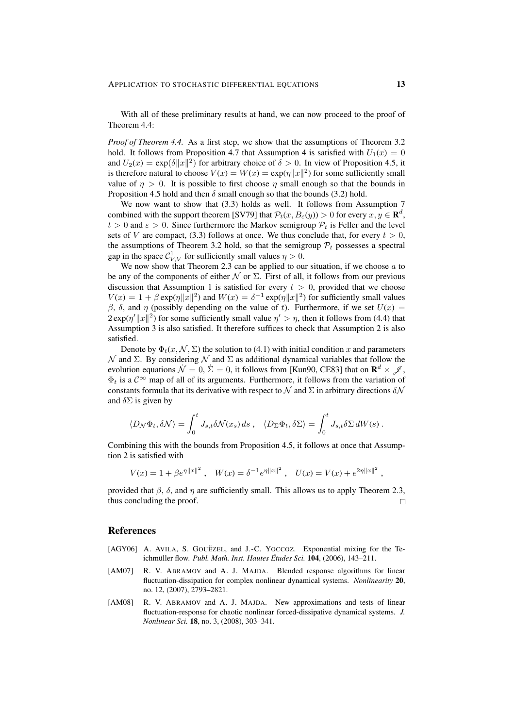With all of these preliminary results at hand, we can now proceed to the proof of Theorem 4.4:

*Proof of Theorem 4.4.* As a first step, we show that the assumptions of Theorem 3.2 hold. It follows from Proposition 4.7 that Assumption 4 is satisfied with $U_1(x) = 0$ and $U_2(x) = \exp(\delta\|x\|^2)$ for arbitrary choice of $\delta > 0$. In view of Proposition 4.5, it is therefore natural to choose $V(x) = W(x) = \exp(\eta\|x\|^2)$ for some sufficiently small value of $\eta > 0$. It is possible to first choose $\eta$ small enough so that the bounds in Proposition 4.5 hold and then $\delta$ small enough so that the bounds (3.2) hold.

We now want to show that (3.3) holds as well. It follows from Assumption 7 combined with the support theorem [SV79] that $\mathcal{P}_t(x, B_\varepsilon(y)) > 0$ for every $x, y \in \mathbf{R}^d$, $t > 0$ and $\varepsilon > 0$. Since furthermore the Markov semigroup $\mathcal{P}_t$ is Feller and the level sets of $V$ are compact, (3.3) follows at once. We thus conclude that, for every $t > 0$, the assumptions of Theorem 3.2 hold, so that the semigroup $\mathcal{P}_t$ possesses a spectral gap in the space $\mathcal{C}^1_{V,V}$ for sufficiently small values $\eta > 0$.

We now show that Theorem 2.3 can be applied to our situation, if we choose $a$ to be any of the components of either $\mathcal{N}$ or $\Sigma$. First of all, it follows from our previous discussion that Assumption 1 is satisfied for every $t > 0$, provided that we choose $V(x) = 1 + \beta\exp(\eta\|x\|^2)$ and $W(x) = \delta^{-1}\exp(\eta\|x\|^2)$ for sufficiently small values $\beta$, $\delta$, and $\eta$ (possibly depending on the value of $t$). Furthermore, if we set $U(x) = 2\exp(\eta'\|x\|^2)$ for some sufficiently small value $\eta' > \eta$, then it follows from (4.4) that Assumption 3 is also satisfied. It therefore suffices to check that Assumption 2 is also satisfied.

Denote by $\Phi_t(x, \mathcal{N}, \Sigma)$ the solution to (4.1) with initial condition $x$ and parameters $\mathcal{N}$ and $\Sigma$. By considering $\mathcal{N}$ and $\Sigma$ as additional dynamical variables that follow the evolution equations $\dot{\mathcal{N}} = 0$, $\dot{\Sigma} = 0$, it follows from [Kun90, CE83] that on $\mathbf{R}^d \times \mathscr{J}$, $\Phi_t$ is a $\mathcal{C}^\infty$ map of all of its arguments. Furthermore, it follows from the variation of constants formula that its derivative with respect to $\mathcal{N}$ and $\Sigma$ in arbitrary directions $\delta\mathcal{N}$ and $\delta\Sigma$ is given by

$$\langle D_\mathcal{N}\Phi_t, \delta\mathcal{N}\rangle = \int_0^t J_{s,t}\delta\mathcal{N}(x_s)\,ds\;, \quad \langle D_\Sigma\Phi_t, \delta\Sigma\rangle = \int_0^t J_{s,t}\delta\Sigma\,dW(s)\;.$$

Combining this with the bounds from Proposition 4.5, it follows at once that Assumption 2 is satisfied with

$$V(x) = 1 + \beta e^{\eta\|x\|^2}\;, \quad W(x) = \delta^{-1}e^{\eta\|x\|^2}\;, \quad U(x) = V(x) + e^{2\eta\|x\|^2}\;,$$

provided that $\beta$, $\delta$, and $\eta$ are sufficiently small. This allows us to apply Theorem 2.3, thus concluding the proof. $\square$

## References

[AGY06] A. AVILA, S. GOUËZEL, and J.-C. YOCCOZ. Exponential mixing for the Teichmüller flow. *Publ. Math. Inst. Hautes Études Sci.* **104**, (2006), 143–211.

[AM07] R. V. ABRAMOV and A. J. MAJDA. Blended response algorithms for linear fluctuation-dissipation for complex nonlinear dynamical systems. *Nonlinearity* **20**, no. 12, (2007), 2793–2821.

[AM08] R. V. ABRAMOV and A. J. MAJDA. New approximations and tests of linear fluctuation-response for chaotic nonlinear forced-dissipative dynamical systems. *J. Nonlinear Sci.* **18**, no. 3, (2008), 303–341.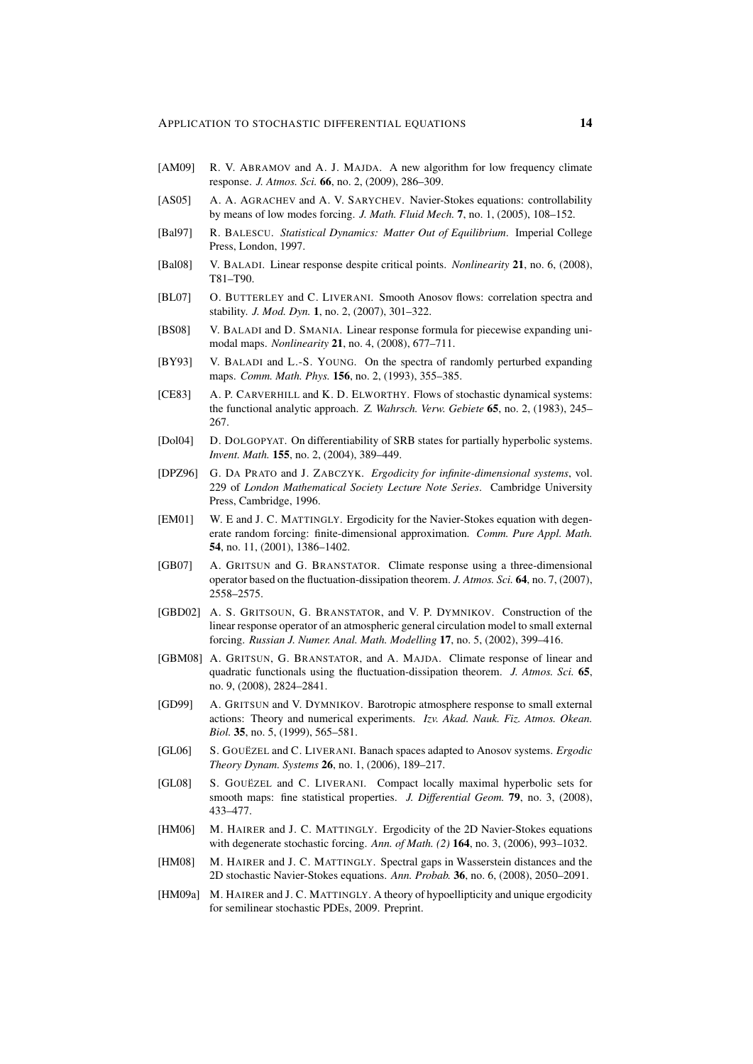[AM09] R. V. Abramov and A. J. Majda. A new algorithm for low frequency climate response. *J. Atmos. Sci.* **66**, no. 2, (2009), 286–309.

[AS05] A. A. Agrachev and A. V. Sarychev. Navier-Stokes equations: controllability by means of low modes forcing. *J. Math. Fluid Mech.* **7**, no. 1, (2005), 108–152.

[Bal97] R. Balescu. *Statistical Dynamics: Matter Out of Equilibrium*. Imperial College Press, London, 1997.

[Bal08] V. Baladi. Linear response despite critical points. *Nonlinearity* **21**, no. 6, (2008), T81–T90.

[BL07] O. Butterley and C. Liverani. Smooth Anosov flows: correlation spectra and stability. *J. Mod. Dyn.* **1**, no. 2, (2007), 301–322.

[BS08] V. Baladi and D. Smania. Linear response formula for piecewise expanding unimodal maps. *Nonlinearity* **21**, no. 4, (2008), 677–711.

[BY93] V. Baladi and L.-S. Young. On the spectra of randomly perturbed expanding maps. *Comm. Math. Phys.* **156**, no. 2, (1993), 355–385.

[CE83] A. P. Carverhill and K. D. Elworthy. Flows of stochastic dynamical systems: the functional analytic approach. *Z. Wahrsch. Verw. Gebiete* **65**, no. 2, (1983), 245–267.

[Dol04] D. Dolgopyat. On differentiability of SRB states for partially hyperbolic systems. *Invent. Math.* **155**, no. 2, (2004), 389–449.

[DPZ96] G. Da Prato and J. Zabczyk. *Ergodicity for infinite-dimensional systems*, vol. 229 of *London Mathematical Society Lecture Note Series*. Cambridge University Press, Cambridge, 1996.

[EM01] W. E and J. C. Mattingly. Ergodicity for the Navier-Stokes equation with degenerate random forcing: finite-dimensional approximation. *Comm. Pure Appl. Math.* **54**, no. 11, (2001), 1386–1402.

[GB07] A. Gritsun and G. Branstator. Climate response using a three-dimensional operator based on the fluctuation-dissipation theorem. *J. Atmos. Sci.* **64**, no. 7, (2007), 2558–2575.

[GBD02] A. S. Gritsoun, G. Branstator, and V. P. Dymnikov. Construction of the linear response operator of an atmospheric general circulation model to small external forcing. *Russian J. Numer. Anal. Math. Modelling* **17**, no. 5, (2002), 399–416.

[GBM08] A. Gritsun, G. Branstator, and A. Majda. Climate response of linear and quadratic functionals using the fluctuation-dissipation theorem. *J. Atmos. Sci.* **65**, no. 9, (2008), 2824–2841.

[GD99] A. Gritsun and V. Dymnikov. Barotropic atmosphere response to small external actions: Theory and numerical experiments. *Izv. Akad. Nauk. Fiz. Atmos. Okean. Biol.* **35**, no. 5, (1999), 565–581.

[GL06] S. Gouëzel and C. Liverani. Banach spaces adapted to Anosov systems. *Ergodic Theory Dynam. Systems* **26**, no. 1, (2006), 189–217.

[GL08] S. Gouëzel and C. Liverani. Compact locally maximal hyperbolic sets for smooth maps: fine statistical properties. *J. Differential Geom.* **79**, no. 3, (2008), 433–477.

[HM06] M. Hairer and J. C. Mattingly. Ergodicity of the 2D Navier-Stokes equations with degenerate stochastic forcing. *Ann. of Math. (2)* **164**, no. 3, (2006), 993–1032.

[HM08] M. Hairer and J. C. Mattingly. Spectral gaps in Wasserstein distances and the 2D stochastic Navier-Stokes equations. *Ann. Probab.* **36**, no. 6, (2008), 2050–2091.

[HM09a] M. Hairer and J. C. Mattingly. A theory of hypoellipticity and unique ergodicity for semilinear stochastic PDEs, 2009. Preprint.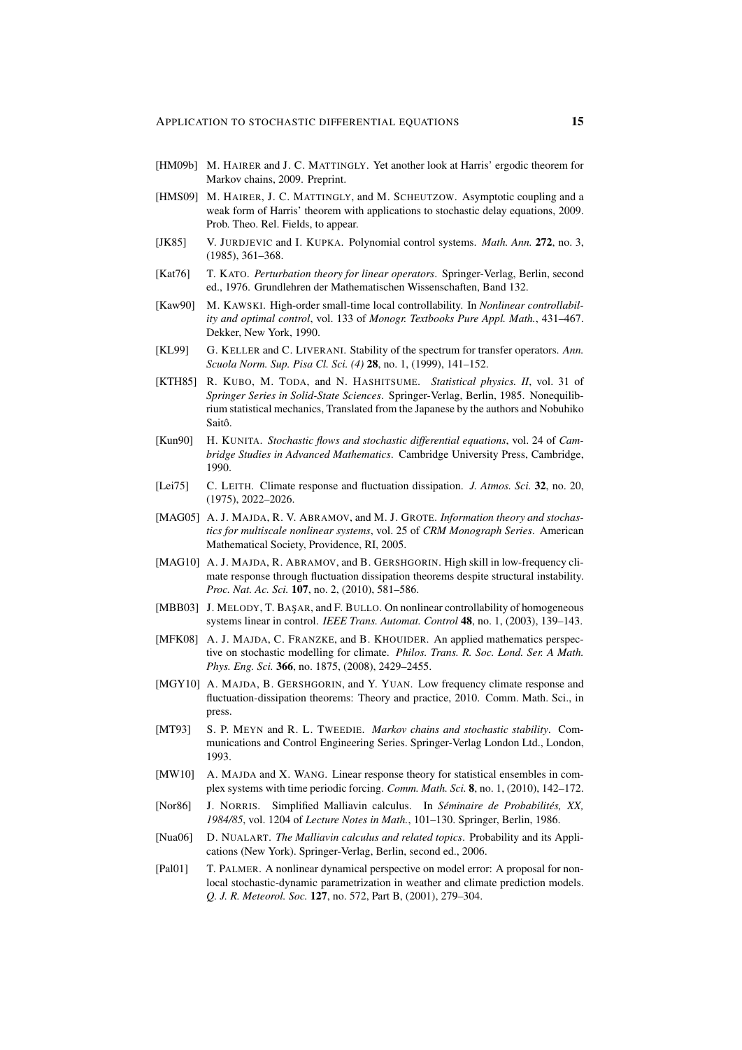[HM09b] M. HAIRER and J. C. MATTINGLY. Yet another look at Harris' ergodic theorem for Markov chains, 2009. Preprint.

[HMS09] M. HAIRER, J. C. MATTINGLY, and M. SCHEUTZOW. Asymptotic coupling and a weak form of Harris' theorem with applications to stochastic delay equations, 2009. Prob. Theo. Rel. Fields, to appear.

[JK85] V. JURDJEVIC and I. KUPKA. Polynomial control systems. *Math. Ann.* **272**, no. 3, (1985), 361–368.

[Kat76] T. KATO. *Perturbation theory for linear operators*. Springer-Verlag, Berlin, second ed., 1976. Grundlehren der Mathematischen Wissenschaften, Band 132.

[Kaw90] M. KAWSKI. High-order small-time local controllability. In *Nonlinear controllability and optimal control*, vol. 133 of *Monogr. Textbooks Pure Appl. Math.*, 431–467. Dekker, New York, 1990.

[KL99] G. KELLER and C. LIVERANI. Stability of the spectrum for transfer operators. *Ann. Scuola Norm. Sup. Pisa Cl. Sci. (4)* **28**, no. 1, (1999), 141–152.

[KTH85] R. KUBO, M. TODA, and N. HASHITSUME. *Statistical physics. II*, vol. 31 of *Springer Series in Solid-State Sciences*. Springer-Verlag, Berlin, 1985. Nonequilibrium statistical mechanics, Translated from the Japanese by the authors and Nobuhiko Saitô.

[Kun90] H. KUNITA. *Stochastic flows and stochastic differential equations*, vol. 24 of *Cambridge Studies in Advanced Mathematics*. Cambridge University Press, Cambridge, 1990.

[Lei75] C. LEITH. Climate response and fluctuation dissipation. *J. Atmos. Sci.* **32**, no. 20, (1975), 2022–2026.

[MAG05] A. J. MAJDA, R. V. ABRAMOV, and M. J. GROTE. *Information theory and stochastics for multiscale nonlinear systems*, vol. 25 of *CRM Monograph Series*. American Mathematical Society, Providence, RI, 2005.

[MAG10] A. J. MAJDA, R. ABRAMOV, and B. GERSHGORIN. High skill in low-frequency climate response through fluctuation dissipation theorems despite structural instability. *Proc. Nat. Ac. Sci.* **107**, no. 2, (2010), 581–586.

[MBB03] J. MELODY, T. BAŞAR, and F. BULLO. On nonlinear controllability of homogeneous systems linear in control. *IEEE Trans. Automat. Control* **48**, no. 1, (2003), 139–143.

[MFK08] A. J. MAJDA, C. FRANZKE, and B. KHOUIDER. An applied mathematics perspective on stochastic modelling for climate. *Philos. Trans. R. Soc. Lond. Ser. A Math. Phys. Eng. Sci.* **366**, no. 1875, (2008), 2429–2455.

[MGY10] A. MAJDA, B. GERSHGORIN, and Y. YUAN. Low frequency climate response and fluctuation-dissipation theorems: Theory and practice, 2010. Comm. Math. Sci., in press.

[MT93] S. P. MEYN and R. L. TWEEDIE. *Markov chains and stochastic stability*. Communications and Control Engineering Series. Springer-Verlag London Ltd., London, 1993.

[MW10] A. MAJDA and X. WANG. Linear response theory for statistical ensembles in complex systems with time periodic forcing. *Comm. Math. Sci.* **8**, no. 1, (2010), 142–172.

[Nor86] J. NORRIS. Simplified Malliavin calculus. In *Séminaire de Probabilités, XX, 1984/85*, vol. 1204 of *Lecture Notes in Math.*, 101–130. Springer, Berlin, 1986.

[Nua06] D. NUALART. *The Malliavin calculus and related topics*. Probability and its Applications (New York). Springer-Verlag, Berlin, second ed., 2006.

[Pal01] T. PALMER. A nonlinear dynamical perspective on model error: A proposal for non-local stochastic-dynamic parametrization in weather and climate prediction models. *Q. J. R. Meteorol. Soc.* **127**, no. 572, Part B, (2001), 279–304.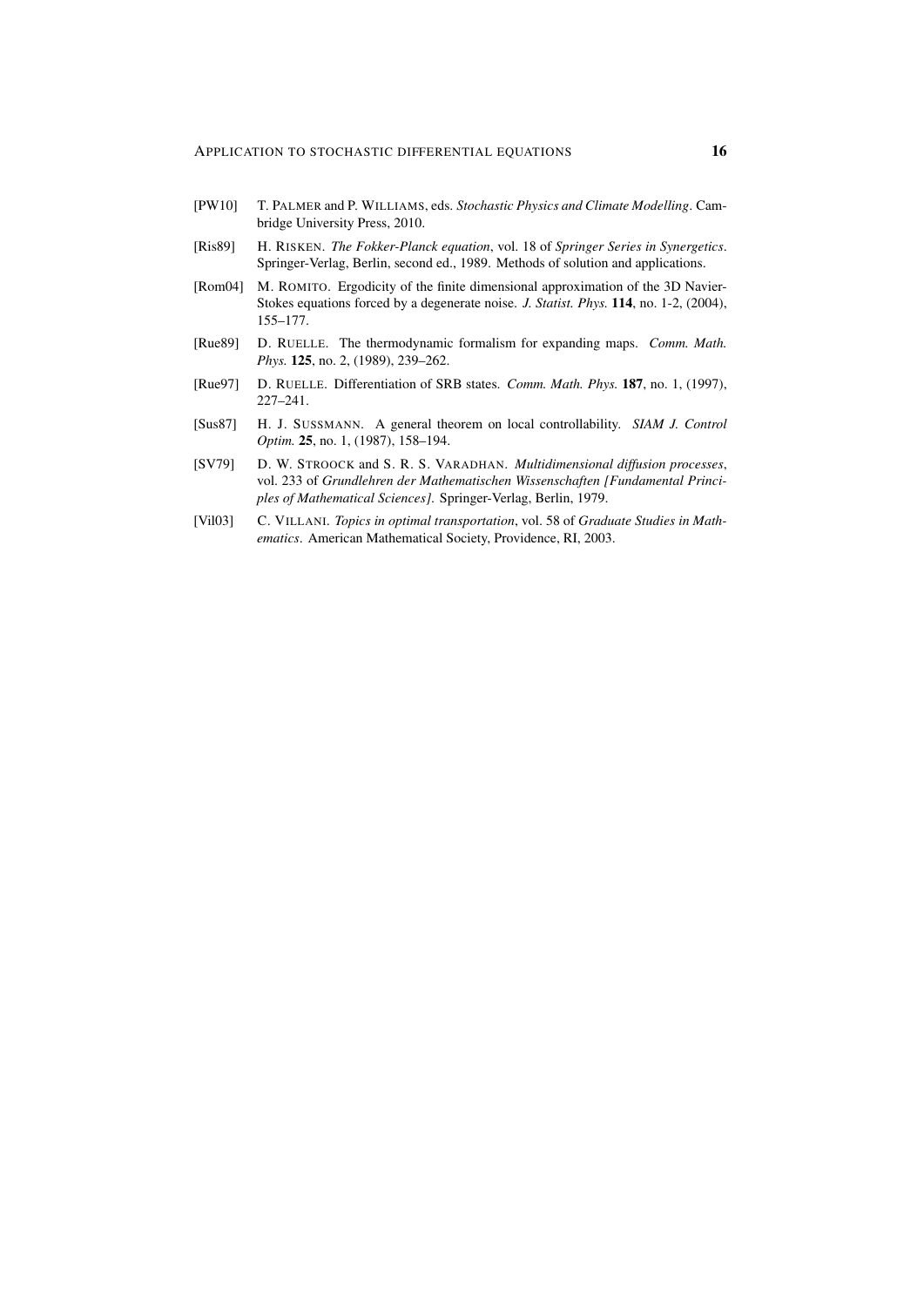[PW10] T. PALMER and P. WILLIAMS, eds. *Stochastic Physics and Climate Modelling*. Cambridge University Press, 2010.

[Ris89] H. RISKEN. *The Fokker-Planck equation*, vol. 18 of *Springer Series in Synergetics*. Springer-Verlag, Berlin, second ed., 1989. Methods of solution and applications.

[Rom04] M. ROMITO. Ergodicity of the finite dimensional approximation of the 3D Navier-Stokes equations forced by a degenerate noise. *J. Statist. Phys.* **114**, no. 1-2, (2004), 155–177.

[Rue89] D. RUELLE. The thermodynamic formalism for expanding maps. *Comm. Math. Phys.* **125**, no. 2, (1989), 239–262.

[Rue97] D. RUELLE. Differentiation of SRB states. *Comm. Math. Phys.* **187**, no. 1, (1997), 227–241.

[Sus87] H. J. SUSSMANN. A general theorem on local controllability. *SIAM J. Control Optim.* **25**, no. 1, (1987), 158–194.

[SV79] D. W. STROOCK and S. R. S. VARADHAN. *Multidimensional diffusion processes*, vol. 233 of *Grundlehren der Mathematischen Wissenschaften [Fundamental Principles of Mathematical Sciences]*. Springer-Verlag, Berlin, 1979.

[Vil03] C. VILLANI. *Topics in optimal transportation*, vol. 58 of *Graduate Studies in Mathematics*. American Mathematical Society, Providence, RI, 2003.